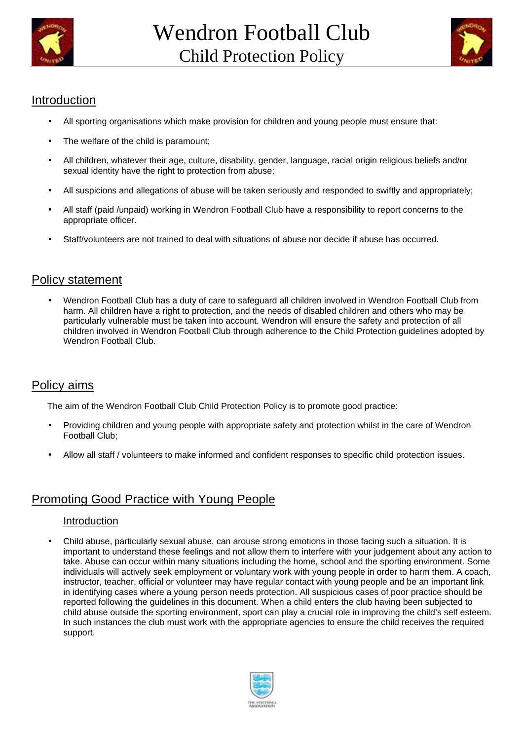# Wendron Football Club

## Child Protection Policy

## Introduction

- All sporting organisations which make provision for children and young people must ensure that:
- The welfare of the child is paramount;
- All children, whatever their age, culture, disability, gender, language, racial origin religious beliefs and/or sexual identity have the right to protection from abuse;
- All suspicions and allegations of abuse will be taken seriously and responded to swiftly and appropriately;
- All staff (paid /unpaid) working in Wendron Football Club have a responsibility to report concerns to the appropriate officer.
- Staff/volunteers are not trained to deal with situations of abuse nor decide if abuse has occurred.

## Policy statement

- Wendron Football Club has a duty of care to safeguard all children involved in Wendron Football Club from harm. All children have a right to protection, and the needs of disabled children and others who may be particularly vulnerable must be taken into account. Wendron will ensure the safety and protection of all children involved in Wendron Football Club through adherence to the Child Protection guidelines adopted by Wendron Football Club.

## Policy aims

The aim of the Wendron Football Club Child Protection Policy is to promote good practice:

- Providing children and young people with appropriate safety and protection whilst in the care of Wendron Football Club;
- Allow all staff / volunteers to make informed and confident responses to specific child protection issues.

## Promoting Good Practice with Young People

### Introduction

- Child abuse, particularly sexual abuse, can arouse strong emotions in those facing such a situation. It is important to understand these feelings and not allow them to interfere with your judgement about any action to take. Abuse can occur within many situations including the home, school and the sporting environment. Some individuals will actively seek employment or voluntary work with young people in order to harm them. A coach, instructor, teacher, official or volunteer may have regular contact with young people and be an important link in identifying cases where a young person needs protection. All suspicious cases of poor practice should be reported following the guidelines in this document. When a child enters the club having been subjected to child abuse outside the sporting environment, sport can play a crucial role in improving the child's self esteem. In such instances the club must work with the appropriate agencies to ensure the child receives the required support.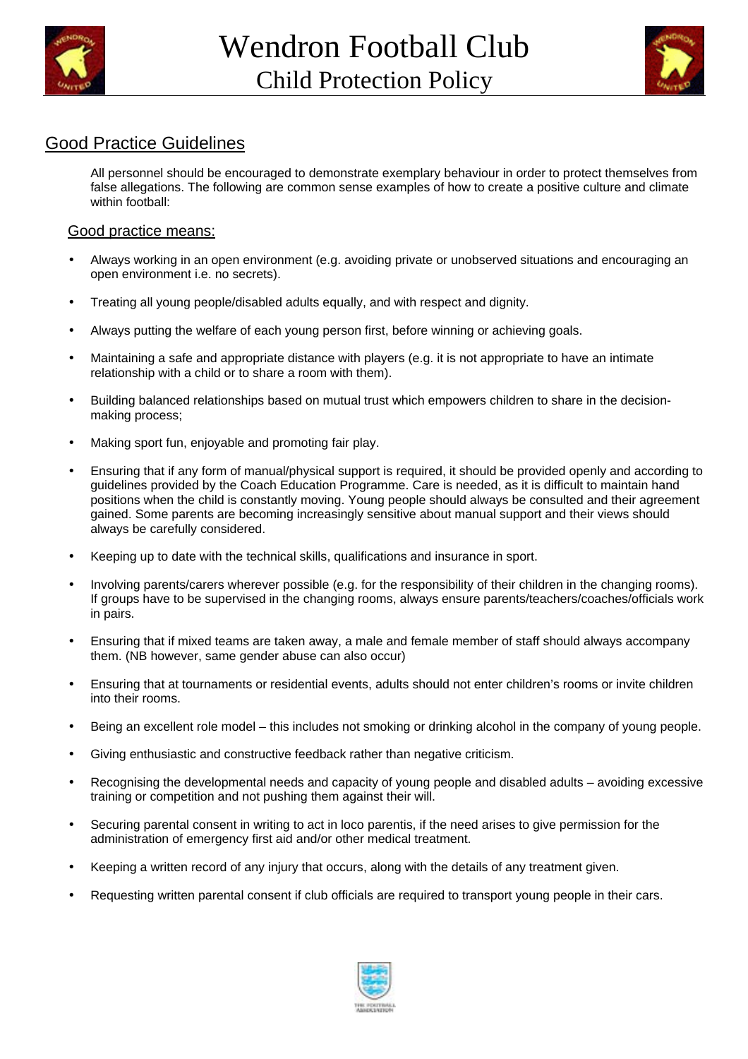## Good Practice Guidelines

All personnel should be encouraged to demonstrate exemplary behaviour in order to protect themselves from false allegations. The following are common sense examples of how to create a positive culture and climate within football:

### Good practice means:

- Always working in an open environment (e.g. avoiding private or unobserved situations and encouraging an open environment i.e. no secrets).
- Treating all young people/disabled adults equally, and with respect and dignity.
- Always putting the welfare of each young person first, before winning or achieving goals.
- Maintaining a safe and appropriate distance with players (e.g. it is not appropriate to have an intimate relationship with a child or to share a room with them).
- Building balanced relationships based on mutual trust which empowers children to share in the decision-making process;
- Making sport fun, enjoyable and promoting fair play.
- Ensuring that if any form of manual/physical support is required, it should be provided openly and according to guidelines provided by the Coach Education Programme. Care is needed, as it is difficult to maintain hand positions when the child is constantly moving. Young people should always be consulted and their agreement gained. Some parents are becoming increasingly sensitive about manual support and their views should always be carefully considered.
- Keeping up to date with the technical skills, qualifications and insurance in sport.
- Involving parents/carers wherever possible (e.g. for the responsibility of their children in the changing rooms). If groups have to be supervised in the changing rooms, always ensure parents/teachers/coaches/officials work in pairs.
- Ensuring that if mixed teams are taken away, a male and female member of staff should always accompany them. (NB however, same gender abuse can also occur)
- Ensuring that at tournaments or residential events, adults should not enter children's rooms or invite children into their rooms.
- Being an excellent role model – this includes not smoking or drinking alcohol in the company of young people.
- Giving enthusiastic and constructive feedback rather than negative criticism.
- Recognising the developmental needs and capacity of young people and disabled adults – avoiding excessive training or competition and not pushing them against their will.
- Securing parental consent in writing to act in loco parentis, if the need arises to give permission for the administration of emergency first aid and/or other medical treatment.
- Keeping a written record of any injury that occurs, along with the details of any treatment given.
- Requesting written parental consent if club officials are required to transport young people in their cars.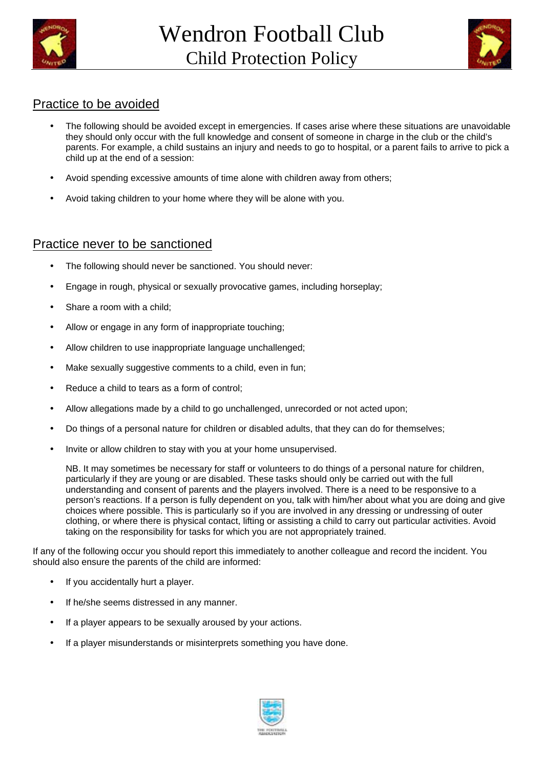## Practice to be avoided

- The following should be avoided except in emergencies. If cases arise where these situations are unavoidable they should only occur with the full knowledge and consent of someone in charge in the club or the child's parents. For example, a child sustains an injury and needs to go to hospital, or a parent fails to arrive to pick a child up at the end of a session:
- Avoid spending excessive amounts of time alone with children away from others;
- Avoid taking children to your home where they will be alone with you.

## Practice never to be sanctioned

- The following should never be sanctioned. You should never:
- Engage in rough, physical or sexually provocative games, including horseplay;
- Share a room with a child;
- Allow or engage in any form of inappropriate touching;
- Allow children to use inappropriate language unchallenged;
- Make sexually suggestive comments to a child, even in fun;
- Reduce a child to tears as a form of control;
- Allow allegations made by a child to go unchallenged, unrecorded or not acted upon;
- Do things of a personal nature for children or disabled adults, that they can do for themselves;
- Invite or allow children to stay with you at your home unsupervised.

  NB. It may sometimes be necessary for staff or volunteers to do things of a personal nature for children, particularly if they are young or are disabled. These tasks should only be carried out with the full understanding and consent of parents and the players involved. There is a need to be responsive to a person's reactions. If a person is fully dependent on you, talk with him/her about what you are doing and give choices where possible. This is particularly so if you are involved in any dressing or undressing of outer clothing, or where there is physical contact, lifting or assisting a child to carry out particular activities. Avoid taking on the responsibility for tasks for which you are not appropriately trained.

If any of the following occur you should report this immediately to another colleague and record the incident. You should also ensure the parents of the child are informed:

- If you accidentally hurt a player.
- If he/she seems distressed in any manner.
- If a player appears to be sexually aroused by your actions.
- If a player misunderstands or misinterprets something you have done.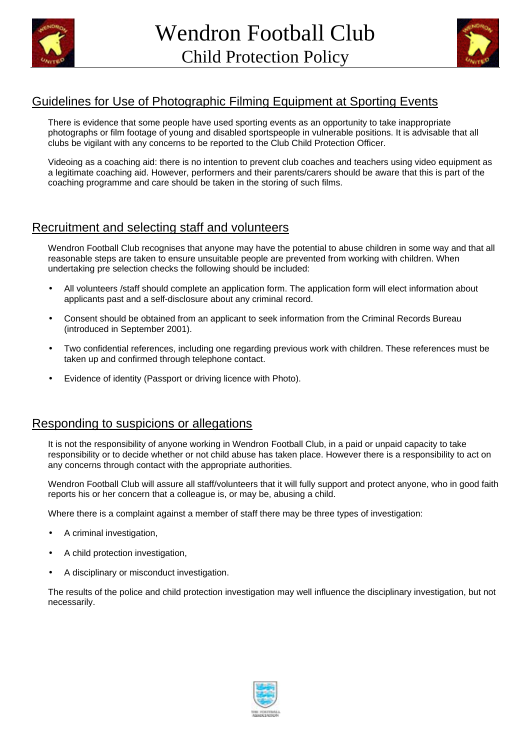## Guidelines for Use of Photographic Filming Equipment at Sporting Events

There is evidence that some people have used sporting events as an opportunity to take inappropriate photographs or film footage of young and disabled sportspeople in vulnerable positions. It is advisable that all clubs be vigilant with any concerns to be reported to the Club Child Protection Officer.

Videoing as a coaching aid: there is no intention to prevent club coaches and teachers using video equipment as a legitimate coaching aid. However, performers and their parents/carers should be aware that this is part of the coaching programme and care should be taken in the storing of such films.

## Recruitment and selecting staff and volunteers

Wendron Football Club recognises that anyone may have the potential to abuse children in some way and that all reasonable steps are taken to ensure unsuitable people are prevented from working with children. When undertaking pre selection checks the following should be included:

- All volunteers /staff should complete an application form. The application form will elect information about applicants past and a self-disclosure about any criminal record.
- Consent should be obtained from an applicant to seek information from the Criminal Records Bureau (introduced in September 2001).
- Two confidential references, including one regarding previous work with children. These references must be taken up and confirmed through telephone contact.
- Evidence of identity (Passport or driving licence with Photo).

## Responding to suspicions or allegations

It is not the responsibility of anyone working in Wendron Football Club, in a paid or unpaid capacity to take responsibility or to decide whether or not child abuse has taken place. However there is a responsibility to act on any concerns through contact with the appropriate authorities.

Wendron Football Club will assure all staff/volunteers that it will fully support and protect anyone, who in good faith reports his or her concern that a colleague is, or may be, abusing a child.

Where there is a complaint against a member of staff there may be three types of investigation:

- A criminal investigation,
- A child protection investigation,
- A disciplinary or misconduct investigation.

The results of the police and child protection investigation may well influence the disciplinary investigation, but not necessarily.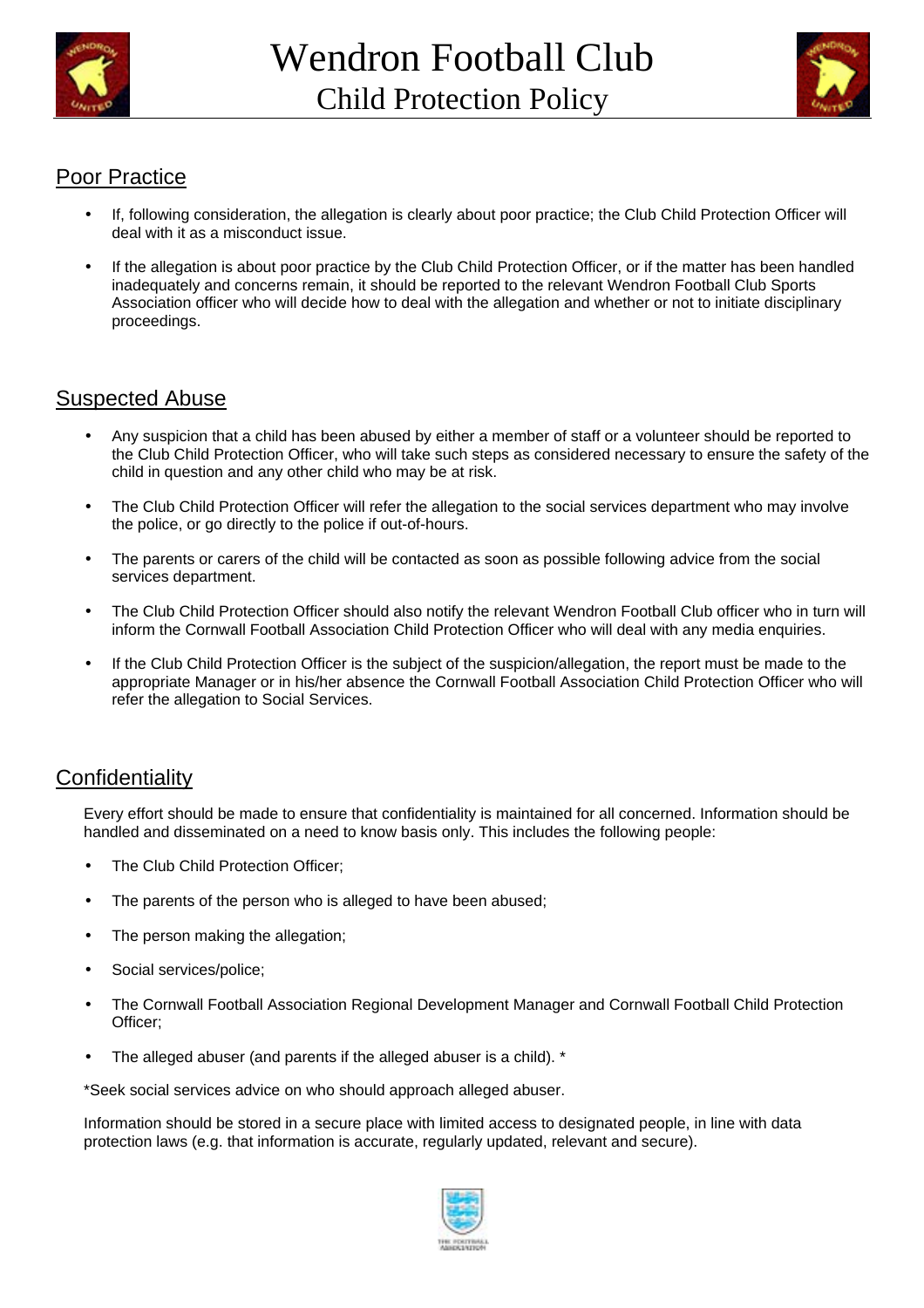## Poor Practice

- If, following consideration, the allegation is clearly about poor practice; the Club Child Protection Officer will deal with it as a misconduct issue.
- If the allegation is about poor practice by the Club Child Protection Officer, or if the matter has been handled inadequately and concerns remain, it should be reported to the relevant Wendron Football Club Sports Association officer who will decide how to deal with the allegation and whether or not to initiate disciplinary proceedings.

## Suspected Abuse

- Any suspicion that a child has been abused by either a member of staff or a volunteer should be reported to the Club Child Protection Officer, who will take such steps as considered necessary to ensure the safety of the child in question and any other child who may be at risk.
- The Club Child Protection Officer will refer the allegation to the social services department who may involve the police, or go directly to the police if out-of-hours.
- The parents or carers of the child will be contacted as soon as possible following advice from the social services department.
- The Club Child Protection Officer should also notify the relevant Wendron Football Club officer who in turn will inform the Cornwall Football Association Child Protection Officer who will deal with any media enquiries.
- If the Club Child Protection Officer is the subject of the suspicion/allegation, the report must be made to the appropriate Manager or in his/her absence the Cornwall Football Association Child Protection Officer who will refer the allegation to Social Services.

## Confidentiality

Every effort should be made to ensure that confidentiality is maintained for all concerned. Information should be handled and disseminated on a need to know basis only. This includes the following people:

- The Club Child Protection Officer;
- The parents of the person who is alleged to have been abused;
- The person making the allegation;
- Social services/police;
- The Cornwall Football Association Regional Development Manager and Cornwall Football Child Protection Officer;
- The alleged abuser (and parents if the alleged abuser is a child). *

*Seek social services advice on who should approach alleged abuser.

Information should be stored in a secure place with limited access to designated people, in line with data protection laws (e.g. that information is accurate, regularly updated, relevant and secure).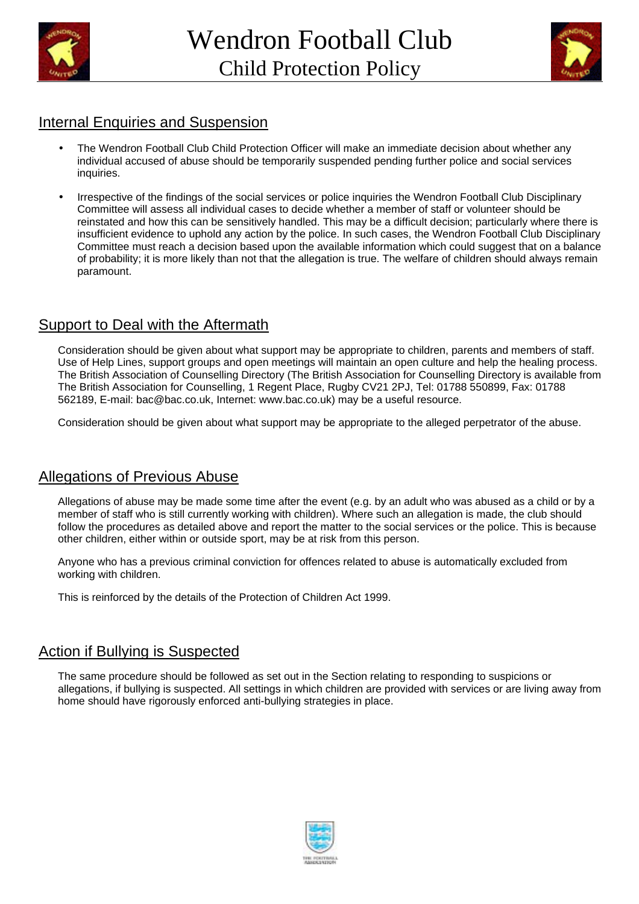## Internal Enquiries and Suspension

- The Wendron Football Club Child Protection Officer will make an immediate decision about whether any individual accused of abuse should be temporarily suspended pending further police and social services inquiries.
- Irrespective of the findings of the social services or police inquiries the Wendron Football Club Disciplinary Committee will assess all individual cases to decide whether a member of staff or volunteer should be reinstated and how this can be sensitively handled. This may be a difficult decision; particularly where there is insufficient evidence to uphold any action by the police. In such cases, the Wendron Football Club Disciplinary Committee must reach a decision based upon the available information which could suggest that on a balance of probability; it is more likely than not that the allegation is true. The welfare of children should always remain paramount.

## Support to Deal with the Aftermath

Consideration should be given about what support may be appropriate to children, parents and members of staff. Use of Help Lines, support groups and open meetings will maintain an open culture and help the healing process. The British Association of Counselling Directory (The British Association for Counselling Directory is available from The British Association for Counselling, 1 Regent Place, Rugby CV21 2PJ, Tel: 01788 550899, Fax: 01788 562189, E-mail: bac@bac.co.uk, Internet: www.bac.co.uk) may be a useful resource.

Consideration should be given about what support may be appropriate to the alleged perpetrator of the abuse.

## Allegations of Previous Abuse

Allegations of abuse may be made some time after the event (e.g. by an adult who was abused as a child or by a member of staff who is still currently working with children). Where such an allegation is made, the club should follow the procedures as detailed above and report the matter to the social services or the police. This is because other children, either within or outside sport, may be at risk from this person.

Anyone who has a previous criminal conviction for offences related to abuse is automatically excluded from working with children.

This is reinforced by the details of the Protection of Children Act 1999.

## Action if Bullying is Suspected

The same procedure should be followed as set out in the Section relating to responding to suspicions or allegations, if bullying is suspected. All settings in which children are provided with services or are living away from home should have rigorously enforced anti-bullying strategies in place.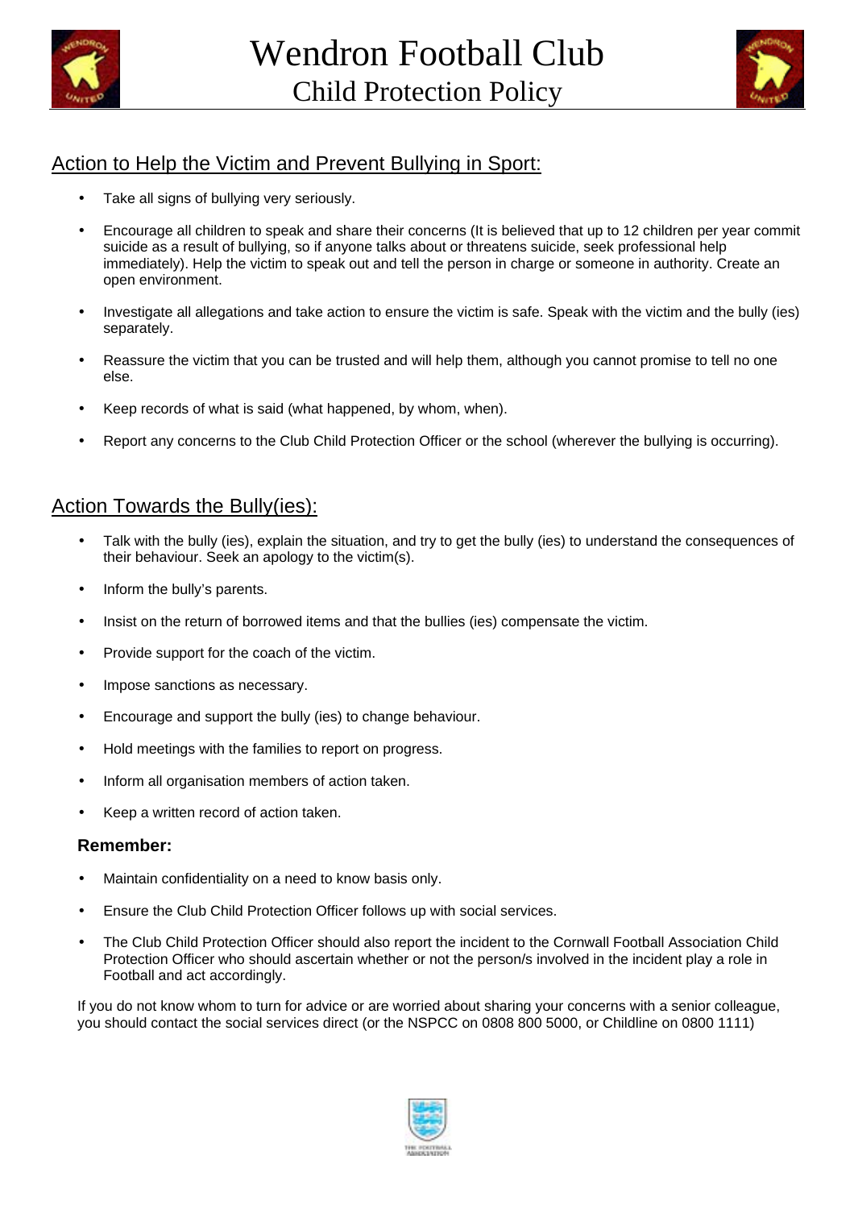## Action to Help the Victim and Prevent Bullying in Sport:

- Take all signs of bullying very seriously.
- Encourage all children to speak and share their concerns (It is believed that up to 12 children per year commit suicide as a result of bullying, so if anyone talks about or threatens suicide, seek professional help immediately). Help the victim to speak out and tell the person in charge or someone in authority. Create an open environment.
- Investigate all allegations and take action to ensure the victim is safe. Speak with the victim and the bully (ies) separately.
- Reassure the victim that you can be trusted and will help them, although you cannot promise to tell no one else.
- Keep records of what is said (what happened, by whom, when).
- Report any concerns to the Club Child Protection Officer or the school (wherever the bullying is occurring).

## Action Towards the Bully(ies):

- Talk with the bully (ies), explain the situation, and try to get the bully (ies) to understand the consequences of their behaviour. Seek an apology to the victim(s).
- Inform the bully's parents.
- Insist on the return of borrowed items and that the bullies (ies) compensate the victim.
- Provide support for the coach of the victim.
- Impose sanctions as necessary.
- Encourage and support the bully (ies) to change behaviour.
- Hold meetings with the families to report on progress.
- Inform all organisation members of action taken.
- Keep a written record of action taken.

**Remember:**

- Maintain confidentiality on a need to know basis only.
- Ensure the Club Child Protection Officer follows up with social services.
- The Club Child Protection Officer should also report the incident to the Cornwall Football Association Child Protection Officer who should ascertain whether or not the person/s involved in the incident play a role in Football and act accordingly.

If you do not know whom to turn for advice or are worried about sharing your concerns with a senior colleague, you should contact the social services direct (or the NSPCC on 0808 800 5000, or Childline on 0800 1111)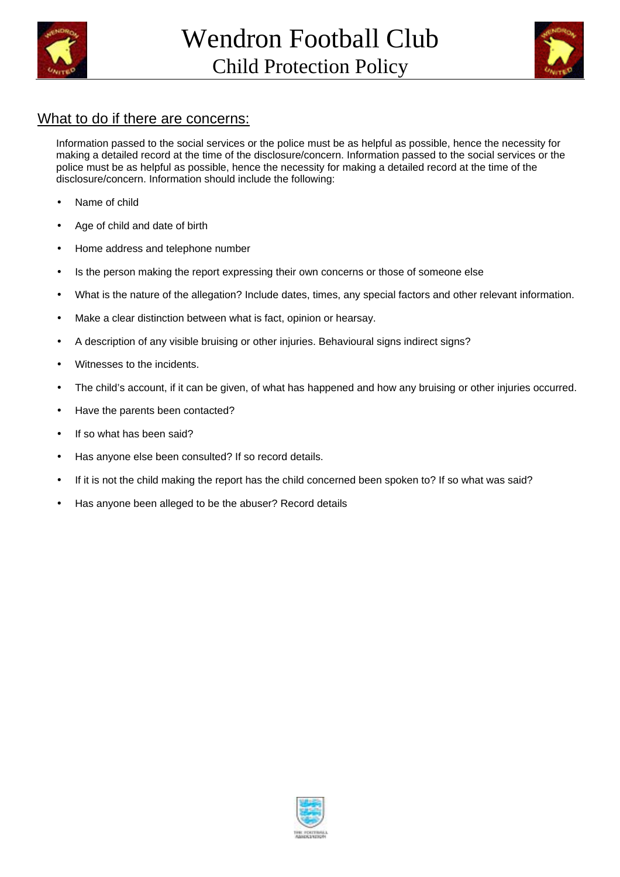## What to do if there are concerns:

Information passed to the social services or the police must be as helpful as possible, hence the necessity for making a detailed record at the time of the disclosure/concern. Information passed to the social services or the police must be as helpful as possible, hence the necessity for making a detailed record at the time of the disclosure/concern. Information should include the following:

- Name of child
- Age of child and date of birth
- Home address and telephone number
- Is the person making the report expressing their own concerns or those of someone else
- What is the nature of the allegation? Include dates, times, any special factors and other relevant information.
- Make a clear distinction between what is fact, opinion or hearsay.
- A description of any visible bruising or other injuries. Behavioural signs indirect signs?
- Witnesses to the incidents.
- The child's account, if it can be given, of what has happened and how any bruising or other injuries occurred.
- Have the parents been contacted?
- If so what has been said?
- Has anyone else been consulted? If so record details.
- If it is not the child making the report has the child concerned been spoken to? If so what was said?
- Has anyone been alleged to be the abuser? Record details